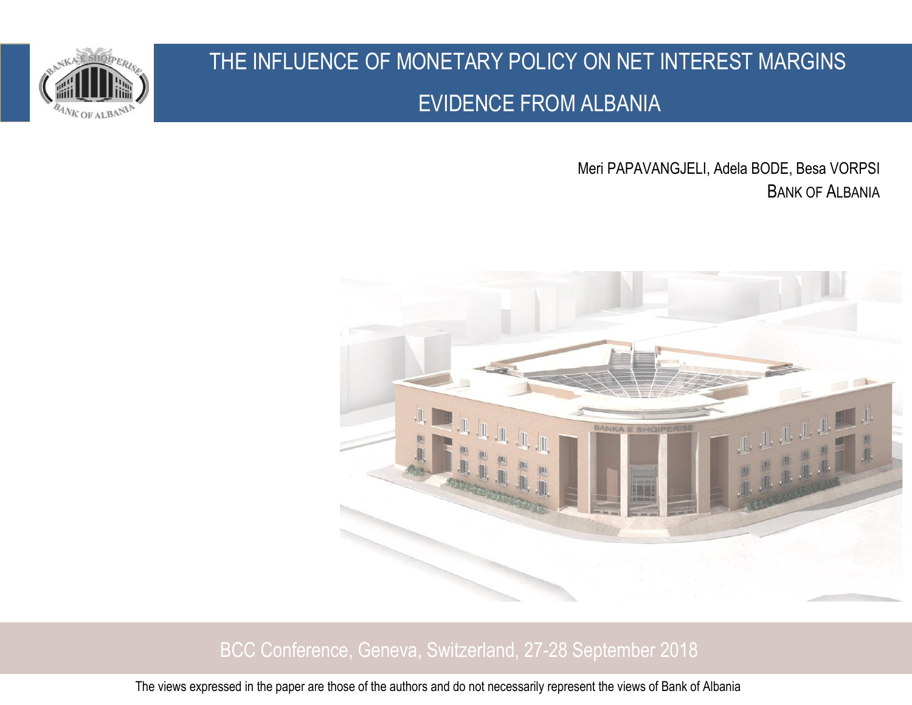# THE INFLUENCE OF MONETARY POLICY ON NET INTEREST MARGINS

# EVIDENCE FROM ALBANIA

Meri PAPAVANGJELI, Adela BODE, Besa VORPSI

BANK OF ALBANIA

BCC Conference, Geneva, Switzerland, 27-28 September 2018

The views expressed in the paper are those of the authors and do not necessarily represent the views of Bank of Albania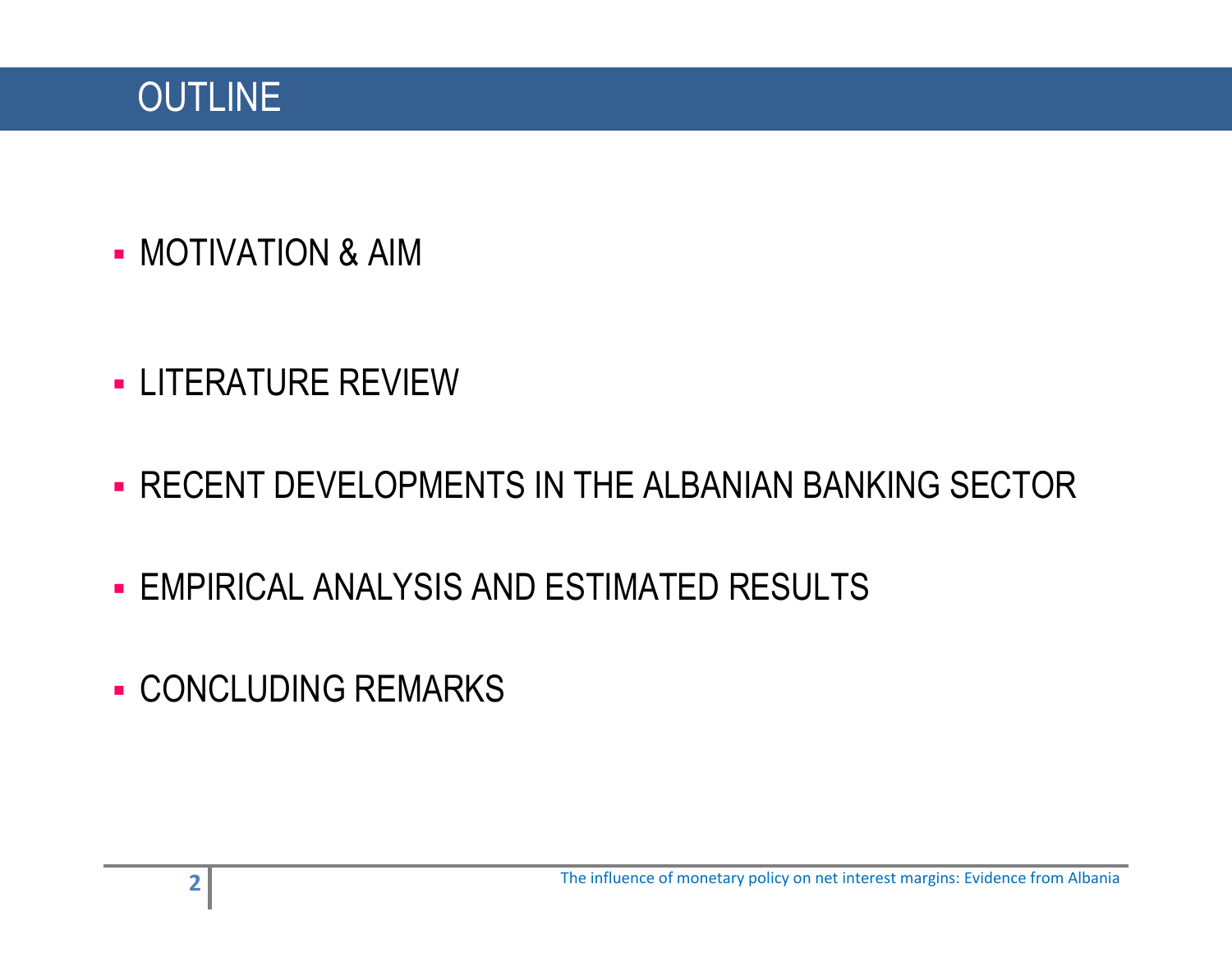# OUTLINE

- MOTIVATION & AIM
- LITERATURE REVIEW
- RECENT DEVELOPMENTS IN THE ALBANIAN BANKING SECTOR
- EMPIRICAL ANALYSIS AND ESTIMATED RESULTS
- CONCLUDING REMARKS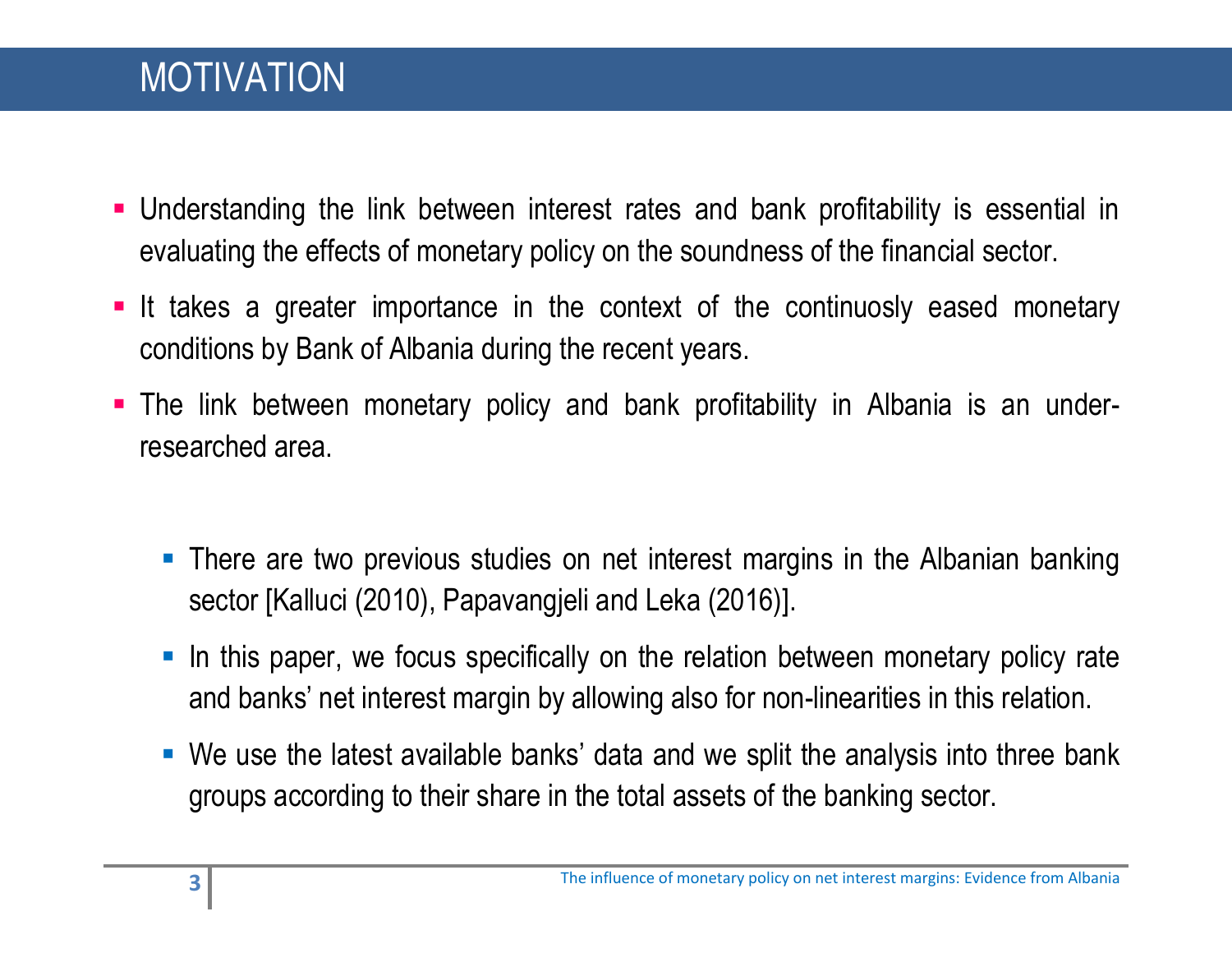# MOTIVATION

- Understanding the link between interest rates and bank profitability is essential in evaluating the effects of monetary policy on the soundness of the financial sector.
- It takes a greater importance in the context of the continuosly eased monetary conditions by Bank of Albania during the recent years.
- The link between monetary policy and bank profitability in Albania is an under-researched area.
  - There are two previous studies on net interest margins in the Albanian banking sector [Kalluci (2010), Papavangjeli and Leka (2016)].
  - In this paper, we focus specifically on the relation between monetary policy rate and banks' net interest margin by allowing also for non-linearities in this relation.
  - We use the latest available banks' data and we split the analysis into three bank groups according to their share in the total assets of the banking sector.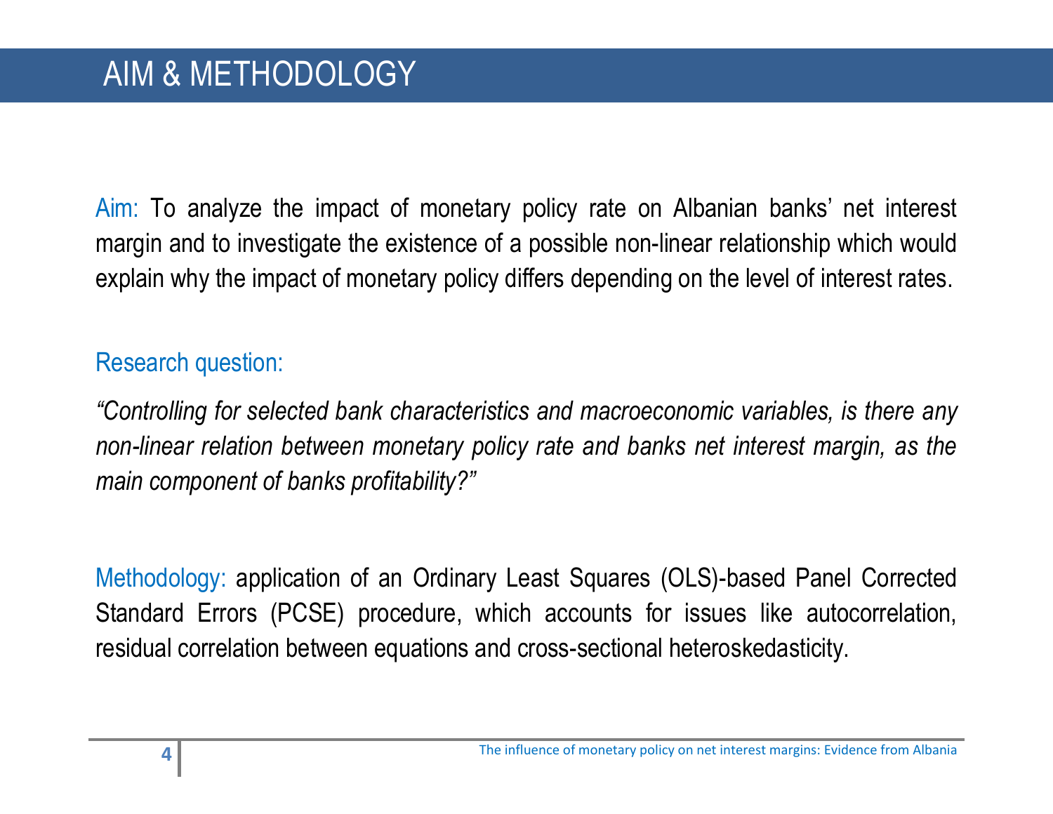# AIM & METHODOLOGY

Aim: To analyze the impact of monetary policy rate on Albanian banks' net interest margin and to investigate the existence of a possible non-linear relationship which would explain why the impact of monetary policy differs depending on the level of interest rates.

Research question:

*"Controlling for selected bank characteristics and macroeconomic variables, is there any non-linear relation between monetary policy rate and banks net interest margin, as the main component of banks profitability?"*

Methodology: application of an Ordinary Least Squares (OLS)-based Panel Corrected Standard Errors (PCSE) procedure, which accounts for issues like autocorrelation, residual correlation between equations and cross-sectional heteroskedasticity.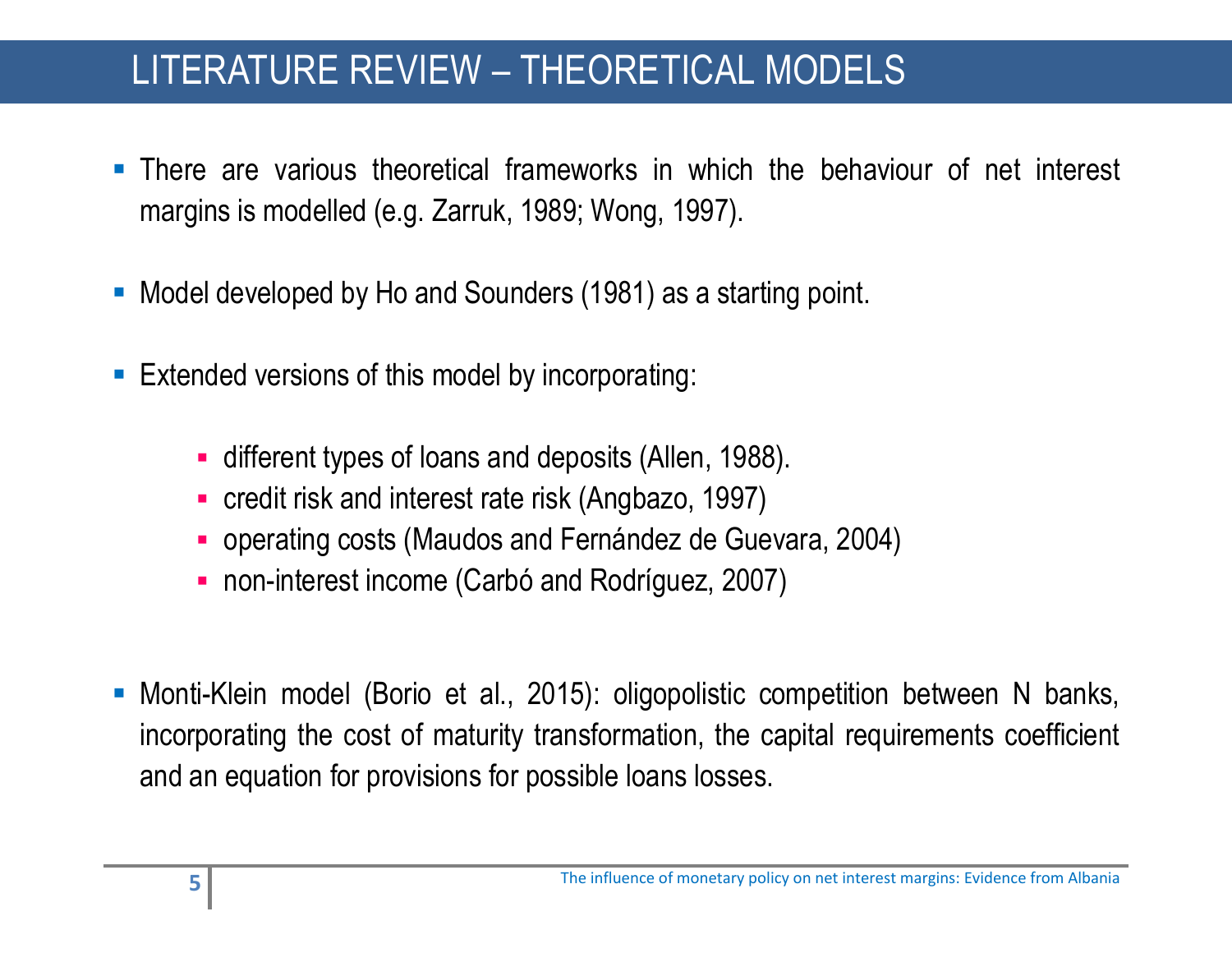# LITERATURE REVIEW – THEORETICAL MODELS

- There are various theoretical frameworks in which the behaviour of net interest margins is modelled (e.g. Zarruk, 1989; Wong, 1997).

- Model developed by Ho and Sounders (1981) as a starting point.

- Extended versions of this model by incorporating:

    - different types of loans and deposits (Allen, 1988).
    - credit risk and interest rate risk (Angbazo, 1997)
    - operating costs (Maudos and Fernández de Guevara, 2004)
    - non-interest income (Carbó and Rodríguez, 2007)

- Monti-Klein model (Borio et al., 2015): oligopolistic competition between N banks, incorporating the cost of maturity transformation, the capital requirements coefficient and an equation for provisions for possible loans losses.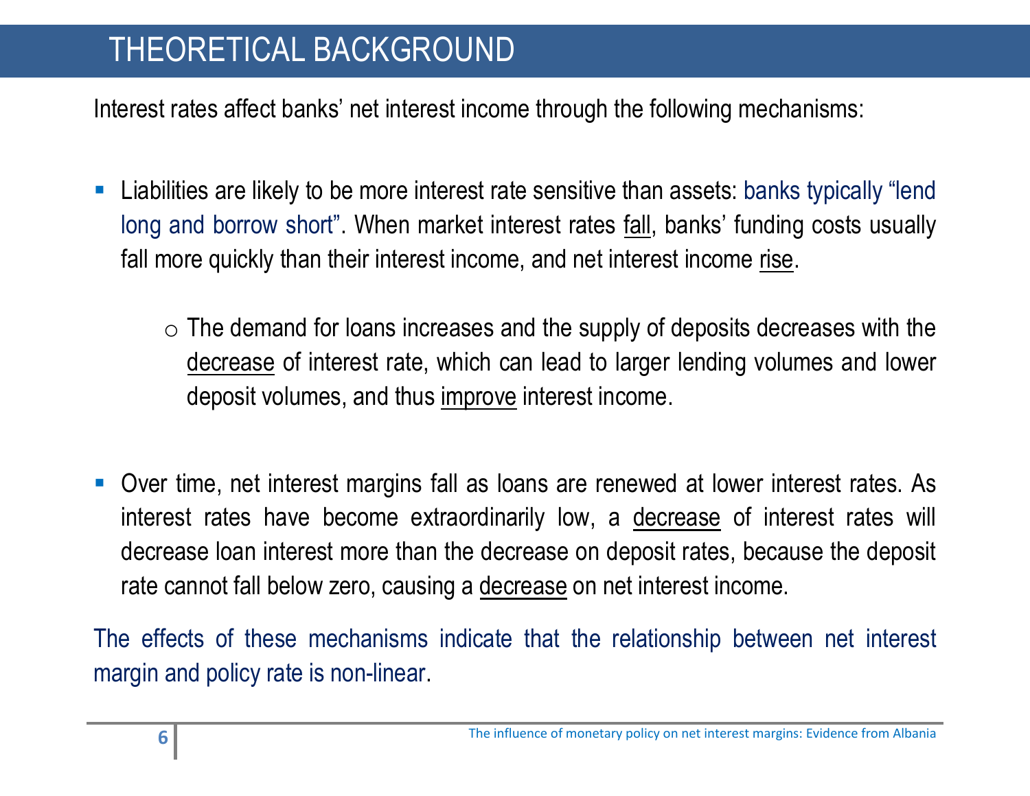# THEORETICAL BACKGROUND

Interest rates affect banks' net interest income through the following mechanisms:

- Liabilities are likely to be more interest rate sensitive than assets: banks typically "lend long and borrow short". When market interest rates <u>fall</u>, banks' funding costs usually fall more quickly than their interest income, and net interest income <u>rise</u>.
    - The demand for loans increases and the supply of deposits decreases with the <u>decrease</u> of interest rate, which can lead to larger lending volumes and lower deposit volumes, and thus <u>improve</u> interest income.

- Over time, net interest margins fall as loans are renewed at lower interest rates. As interest rates have become extraordinarily low, a <u>decrease</u> of interest rates will decrease loan interest more than the decrease on deposit rates, because the deposit rate cannot fall below zero, causing a <u>decrease</u> on net interest income.

The effects of these mechanisms indicate that the relationship between net interest margin and policy rate is non-linear.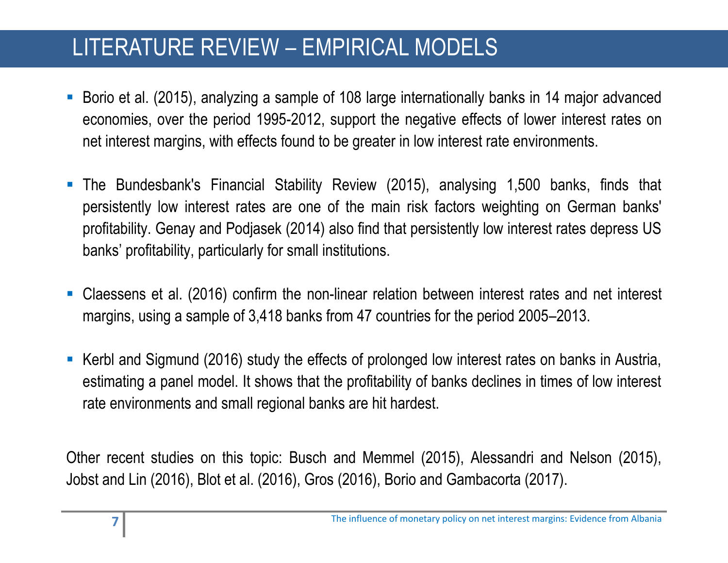# LITERATURE REVIEW – EMPIRICAL MODELS

- Borio et al. (2015), analyzing a sample of 108 large internationally banks in 14 major advanced economies, over the period 1995-2012, support the negative effects of lower interest rates on net interest margins, with effects found to be greater in low interest rate environments.

- The Bundesbank's Financial Stability Review (2015), analysing 1,500 banks, finds that persistently low interest rates are one of the main risk factors weighting on German banks' profitability. Genay and Podjasek (2014) also find that persistently low interest rates depress US banks' profitability, particularly for small institutions.

- Claessens et al. (2016) confirm the non-linear relation between interest rates and net interest margins, using a sample of 3,418 banks from 47 countries for the period 2005–2013.

- Kerbl and Sigmund (2016) study the effects of prolonged low interest rates on banks in Austria, estimating a panel model. It shows that the profitability of banks declines in times of low interest rate environments and small regional banks are hit hardest.

Other recent studies on this topic: Busch and Memmel (2015), Alessandri and Nelson (2015), Jobst and Lin (2016), Blot et al. (2016), Gros (2016), Borio and Gambacorta (2017).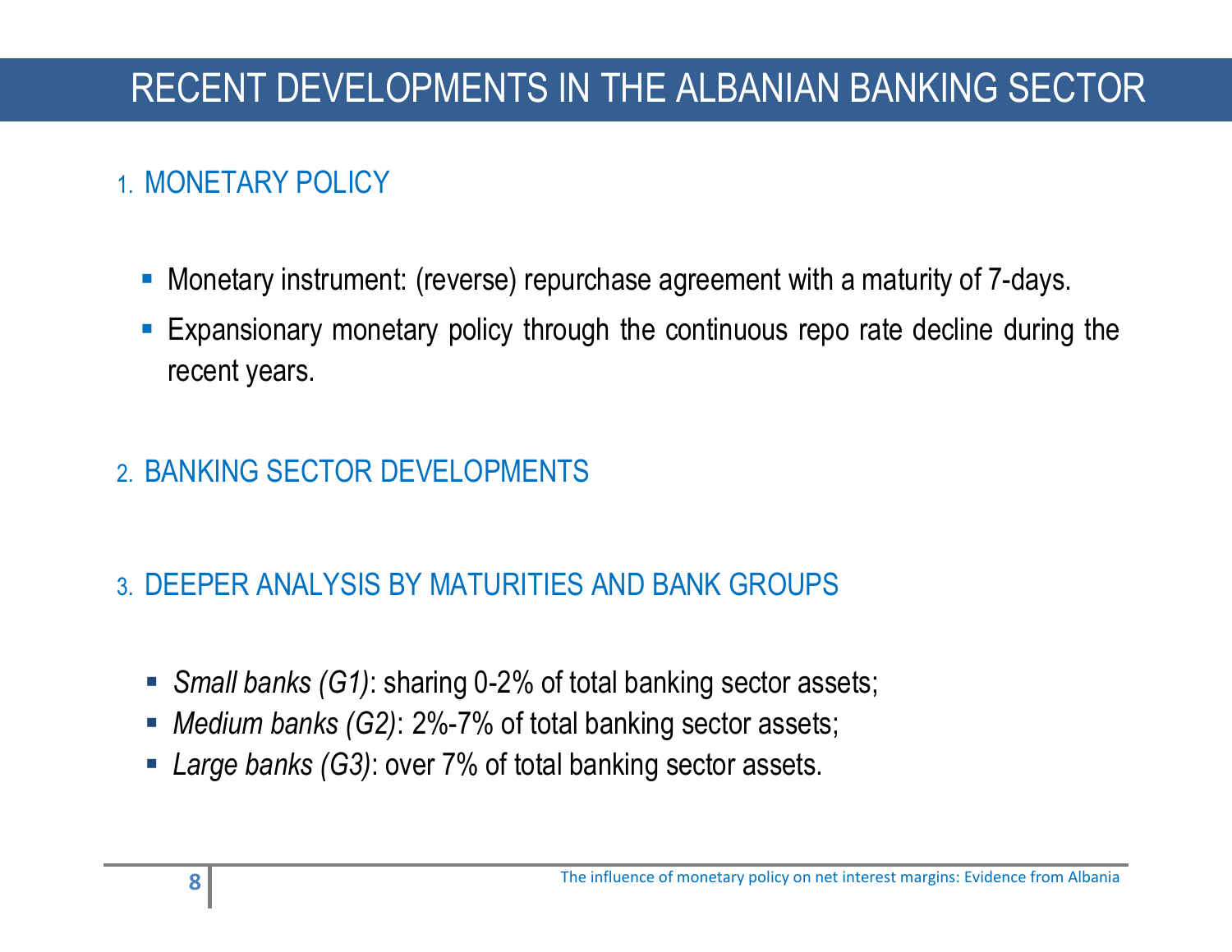# RECENT DEVELOPMENTS IN THE ALBANIAN BANKING SECTOR

1. MONETARY POLICY

- Monetary instrument: (reverse) repurchase agreement with a maturity of 7-days.
- Expansionary monetary policy through the continuous repo rate decline during the recent years.

2. BANKING SECTOR DEVELOPMENTS

3. DEEPER ANALYSIS BY MATURITIES AND BANK GROUPS

- *Small banks (G1)*: sharing 0-2% of total banking sector assets;
- *Medium banks (G2)*: 2%-7% of total banking sector assets;
- *Large banks (G3)*: over 7% of total banking sector assets.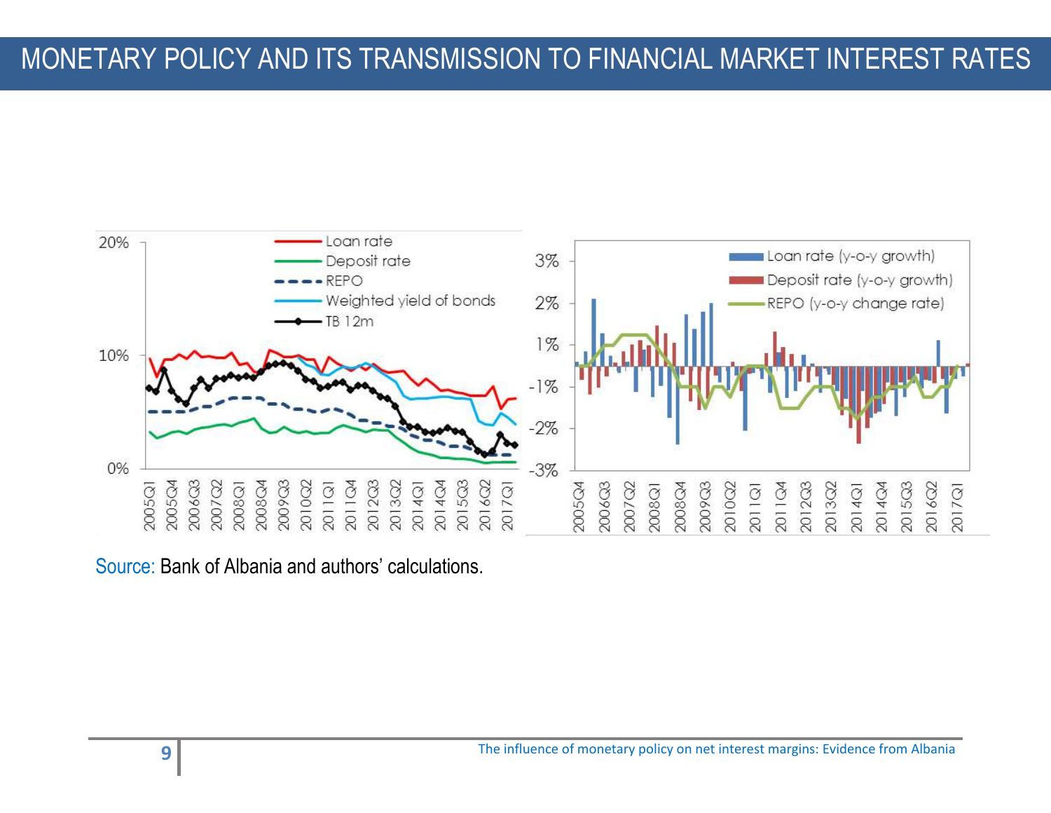# MONETARY POLICY AND ITS TRANSMISSION TO FINANCIAL MARKET INTEREST RATES

Source: Bank of Albania and authors' calculations.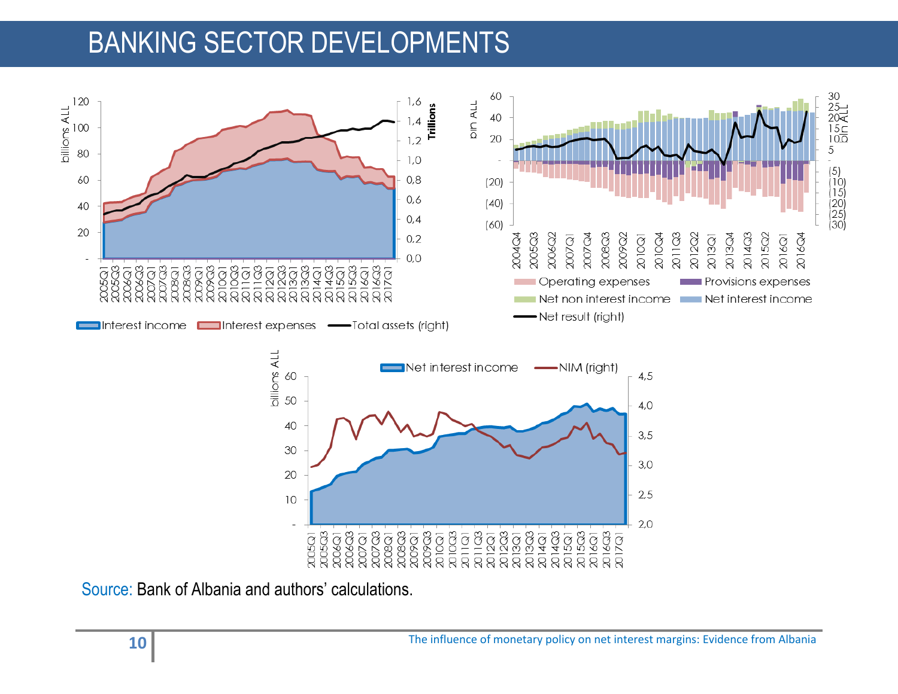# BANKING SECTOR DEVELOPMENTS

Source: Bank of Albania and authors' calculations.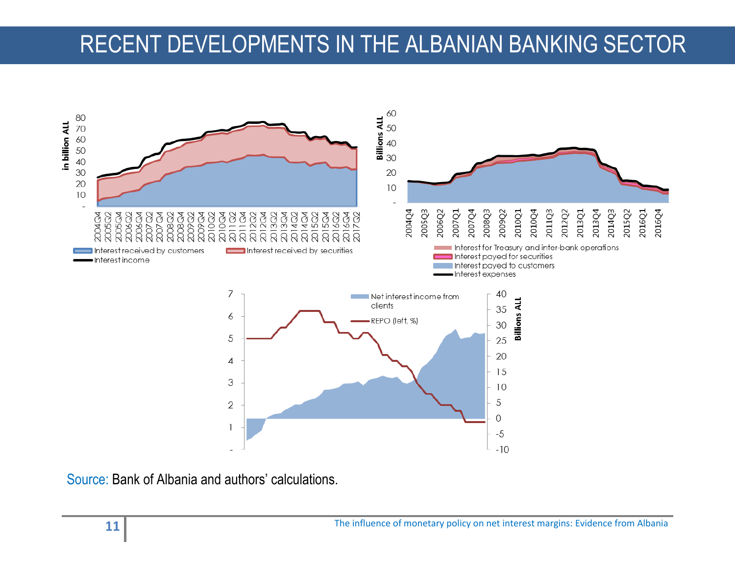# RECENT DEVELOPMENTS IN THE ALBANIAN BANKING SECTOR

Source: Bank of Albania and authors' calculations.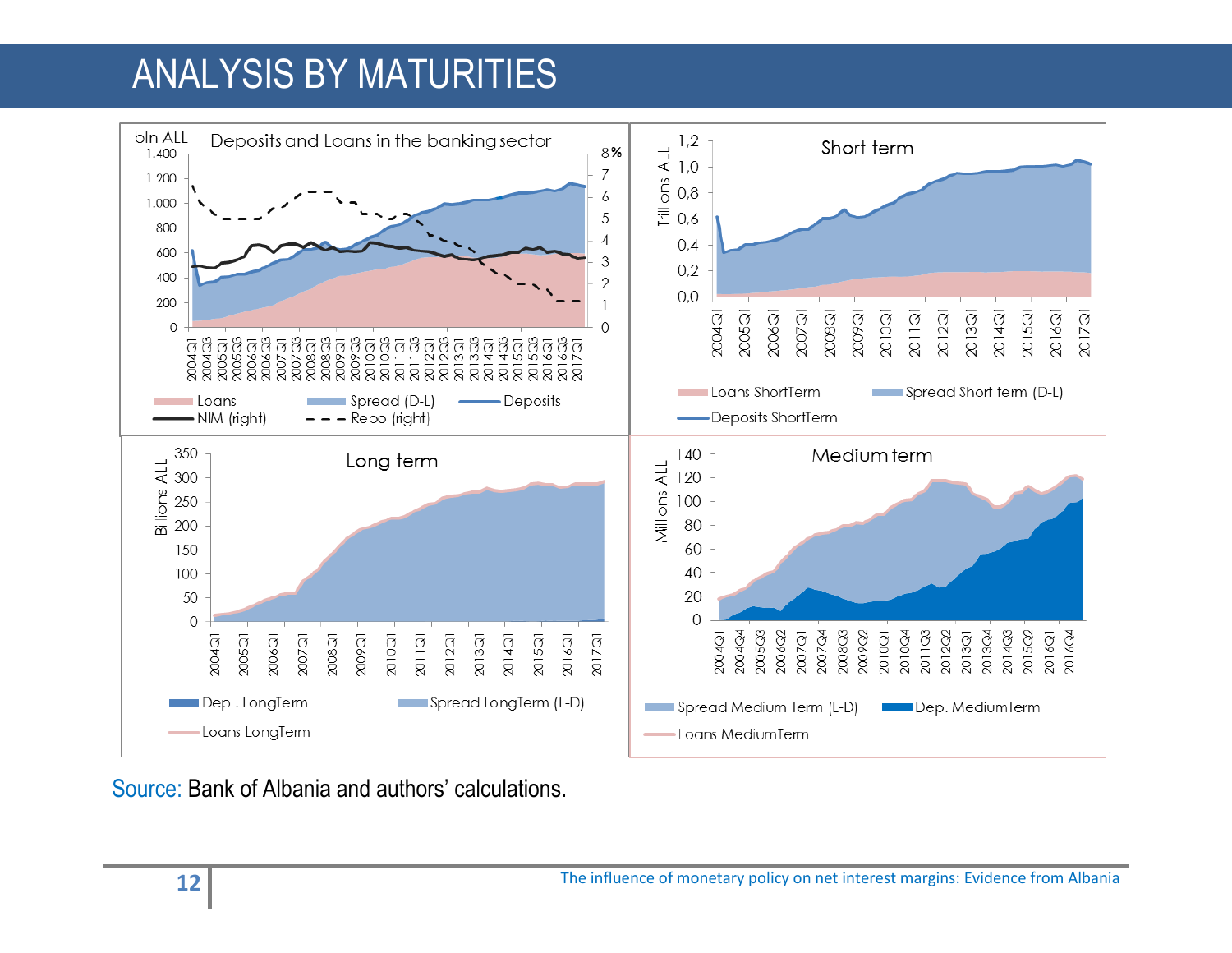# ANALYSIS BY MATURITIES

Source: Bank of Albania and authors' calculations.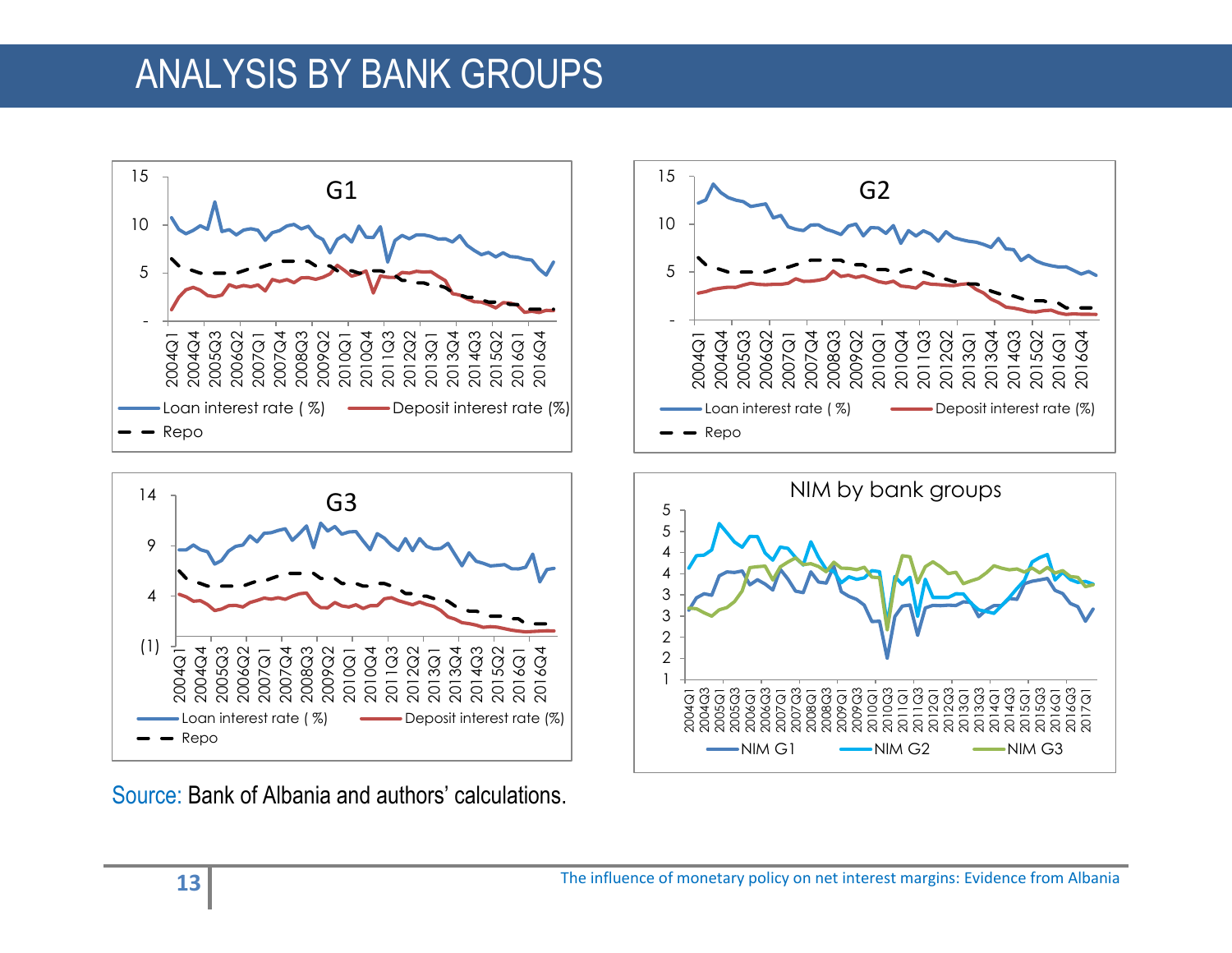# ANALYSIS BY BANK GROUPS

Source: Bank of Albania and authors' calculations.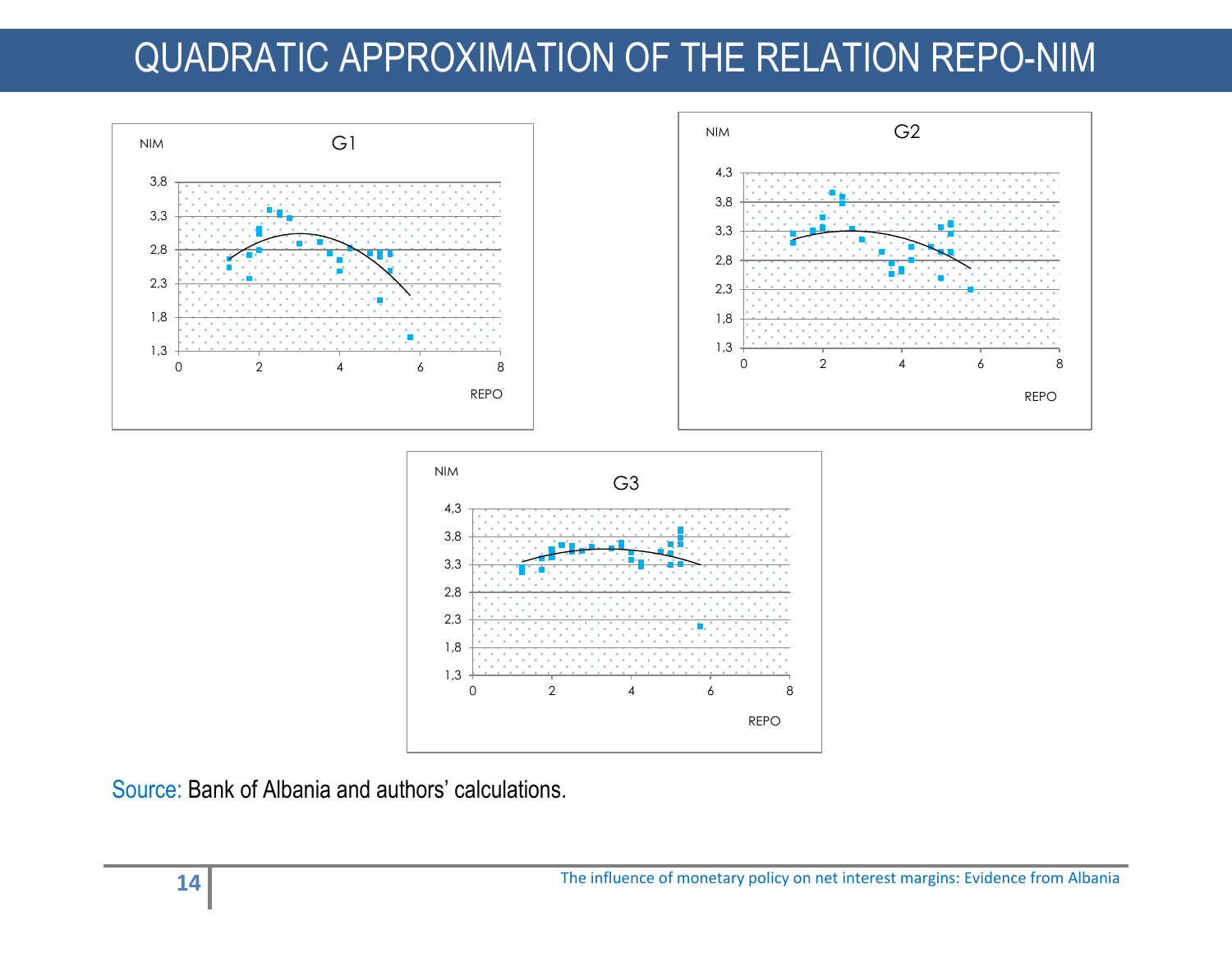# QUADRATIC APPROXIMATION OF THE RELATION REPO-NIM

Source: Bank of Albania and authors' calculations.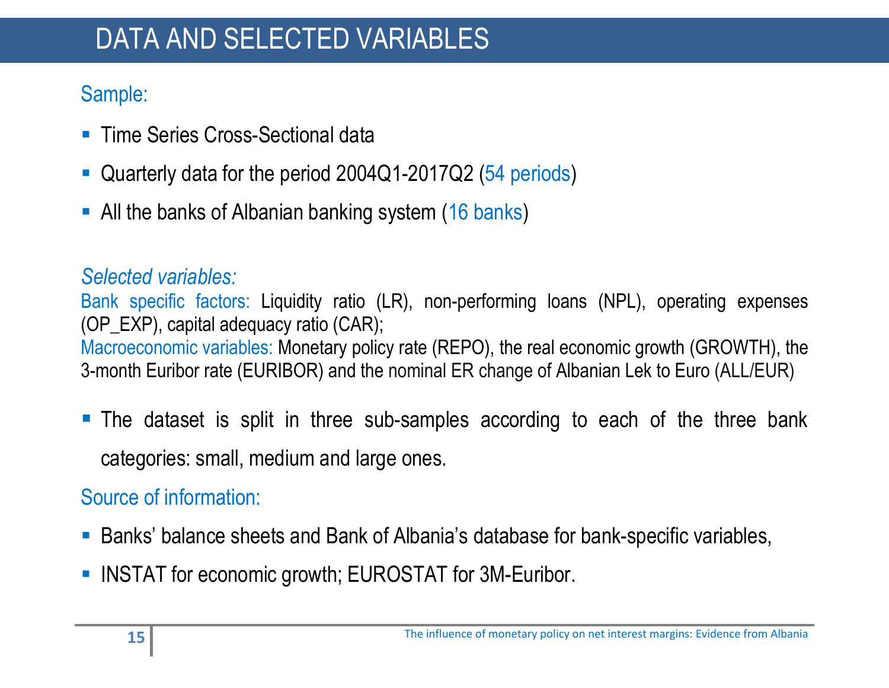# DATA AND SELECTED VARIABLES

Sample:

- Time Series Cross-Sectional data
- Quarterly data for the period 2004Q1-2017Q2 (54 periods)
- All the banks of Albanian banking system (16 banks)

*Selected variables:*

Bank specific factors: Liquidity ratio (LR), non-performing loans (NPL), operating expenses (OP_EXP), capital adequacy ratio (CAR);

Macroeconomic variables: Monetary policy rate (REPO), the real economic growth (GROWTH), the 3-month Euribor rate (EURIBOR) and the nominal ER change of Albanian Lek to Euro (ALL/EUR)

- The dataset is split in three sub-samples according to each of the three bank categories: small, medium and large ones.

Source of information:

- Banks' balance sheets and Bank of Albania's database for bank-specific variables,
- INSTAT for economic growth; EUROSTAT for 3M-Euribor.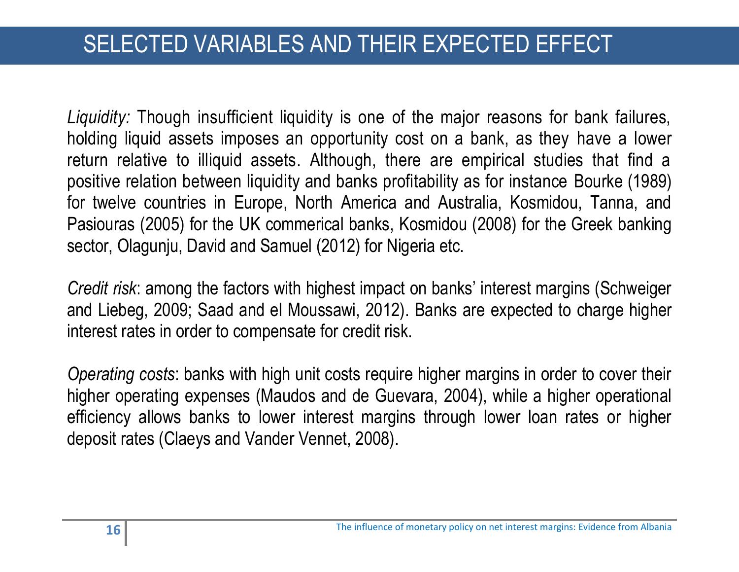# SELECTED VARIABLES AND THEIR EXPECTED EFFECT

*Liquidity:* Though insufficient liquidity is one of the major reasons for bank failures, holding liquid assets imposes an opportunity cost on a bank, as they have a lower return relative to illiquid assets. Although, there are empirical studies that find a positive relation between liquidity and banks profitability as for instance Bourke (1989) for twelve countries in Europe, North America and Australia, Kosmidou, Tanna, and Pasiouras (2005) for the UK commerical banks, Kosmidou (2008) for the Greek banking sector, Olagunju, David and Samuel (2012) for Nigeria etc.

*Credit risk*: among the factors with highest impact on banks' interest margins (Schweiger and Liebeg, 2009; Saad and el Moussawi, 2012). Banks are expected to charge higher interest rates in order to compensate for credit risk.

*Operating costs*: banks with high unit costs require higher margins in order to cover their higher operating expenses (Maudos and de Guevara, 2004), while a higher operational efficiency allows banks to lower interest margins through lower loan rates or higher deposit rates (Claeys and Vander Vennet, 2008).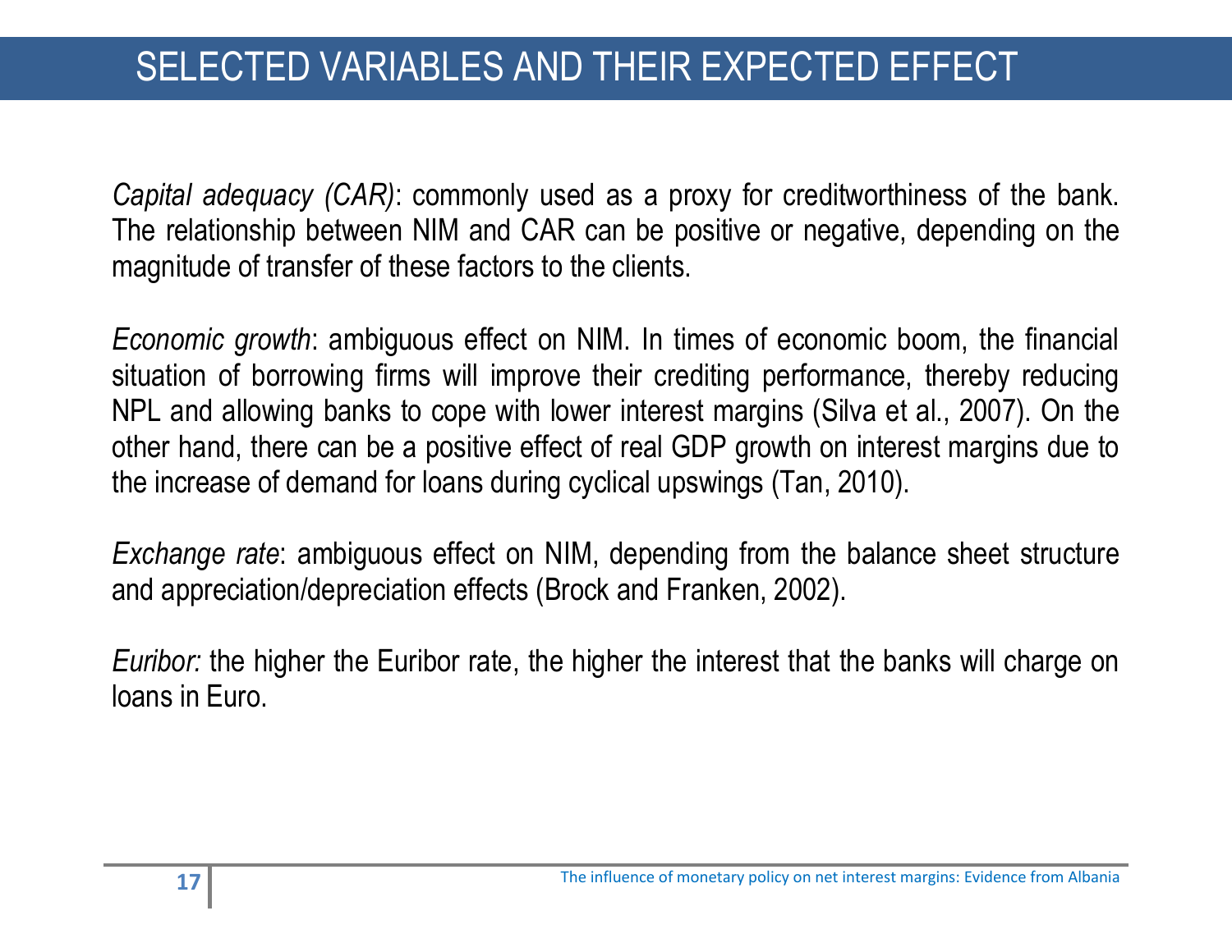# SELECTED VARIABLES AND THEIR EXPECTED EFFECT

*Capital adequacy (CAR)*: commonly used as a proxy for creditworthiness of the bank. The relationship between NIM and CAR can be positive or negative, depending on the magnitude of transfer of these factors to the clients.

*Economic growth*: ambiguous effect on NIM. In times of economic boom, the financial situation of borrowing firms will improve their crediting performance, thereby reducing NPL and allowing banks to cope with lower interest margins (Silva et al., 2007). On the other hand, there can be a positive effect of real GDP growth on interest margins due to the increase of demand for loans during cyclical upswings (Tan, 2010).

*Exchange rate*: ambiguous effect on NIM, depending from the balance sheet structure and appreciation/depreciation effects (Brock and Franken, 2002).

*Euribor:* the higher the Euribor rate, the higher the interest that the banks will charge on loans in Euro.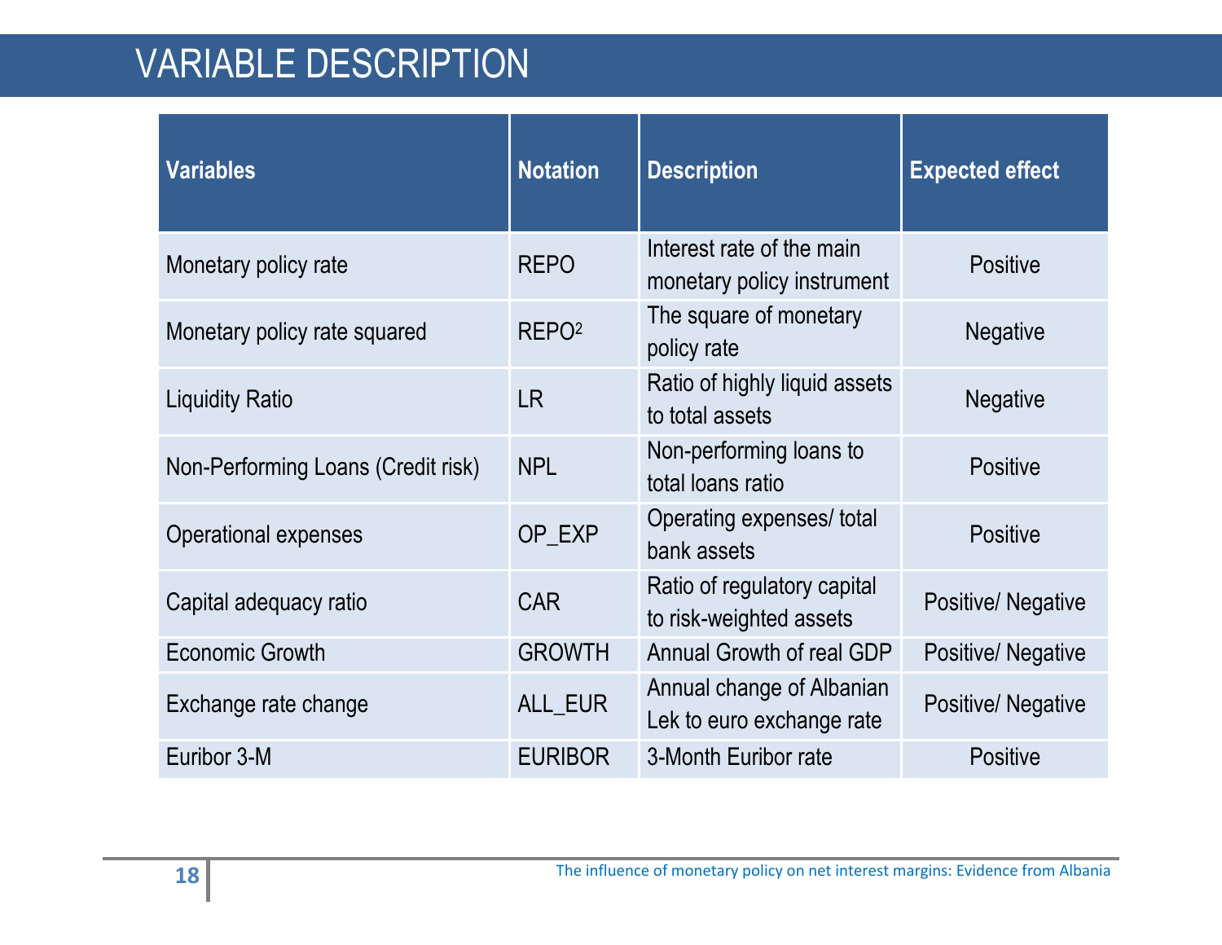# VARIABLE DESCRIPTION

| Variables | Notation | Description | Expected effect |
|---|---|---|---|
| Monetary policy rate | REPO | Interest rate of the main monetary policy instrument | Positive |
| Monetary policy rate squared | $REPO^2$ | The square of monetary policy rate | Negative |
| Liquidity Ratio | LR | Ratio of highly liquid assets to total assets | Negative |
| Non-Performing Loans (Credit risk) | NPL | Non-performing loans to total loans ratio | Positive |
| Operational expenses | OP_EXP | Operating expenses/ total bank assets | Positive |
| Capital adequacy ratio | CAR | Ratio of regulatory capital to risk-weighted assets | Positive/ Negative |
| Economic Growth | GROWTH | Annual Growth of real GDP | Positive/ Negative |
| Exchange rate change | ALL_EUR | Annual change of Albanian Lek to euro exchange rate | Positive/ Negative |
| Euribor 3-M | EURIBOR | 3-Month Euribor rate | Positive |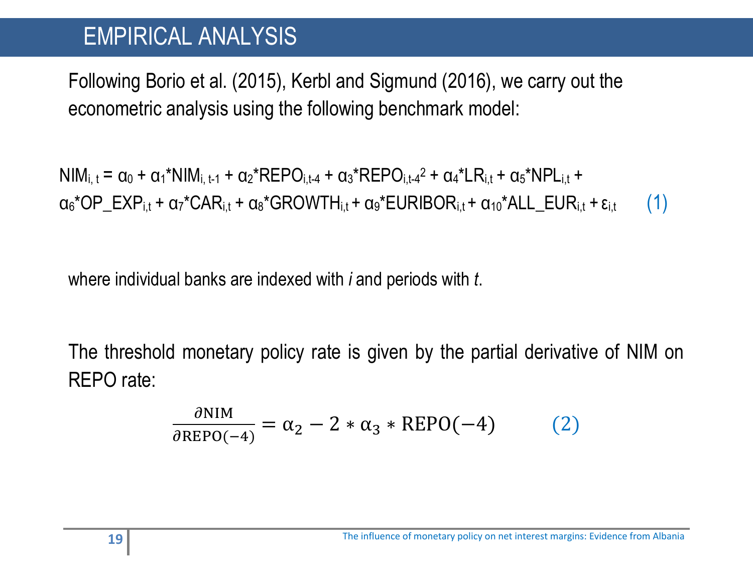# EMPIRICAL ANALYSIS

Following Borio et al. (2015), Kerbl and Sigmund (2016), we carry out the econometric analysis using the following benchmark model:

$$NIM_{i,t} = \alpha_0 + \alpha_1 * NIM_{i,t-1} + \alpha_2 * REPO_{i,t-4} + \alpha_3 * REPO_{i,t-4}^2 + \alpha_4 * LR_{i,t} + \alpha_5 * NPL_{i,t} + \alpha_6 * OP\_EXP_{i,t} + \alpha_7 * CAR_{i,t} + \alpha_8 * GROWTH_{i,t} + \alpha_9 * EURIBOR_{i,t} + \alpha_{10} * ALL\_EUR_{i,t} + \varepsilon_{i,t} \qquad (1)$$

where individual banks are indexed with *i* and periods with *t*.

The threshold monetary policy rate is given by the partial derivative of NIM on REPO rate:

$$\frac{\partial \text{NIM}}{\partial \text{REPO}(-4)} = \alpha_2 - 2 * \alpha_3 * \text{REPO}(-4) \qquad (2)$$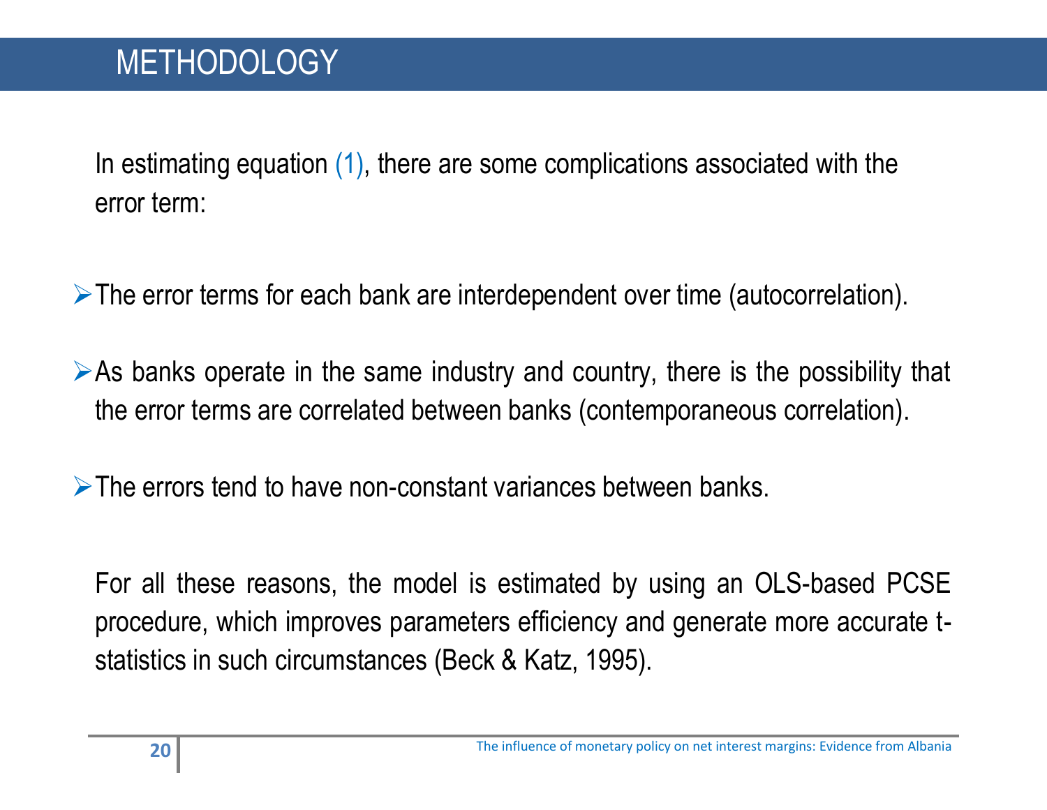# METHODOLOGY

In estimating equation (1), there are some complications associated with the error term:

- The error terms for each bank are interdependent over time (autocorrelation).
- As banks operate in the same industry and country, there is the possibility that the error terms are correlated between banks (contemporaneous correlation).
- The errors tend to have non-constant variances between banks.

For all these reasons, the model is estimated by using an OLS-based PCSE procedure, which improves parameters efficiency and generate more accurate t-statistics in such circumstances (Beck & Katz, 1995).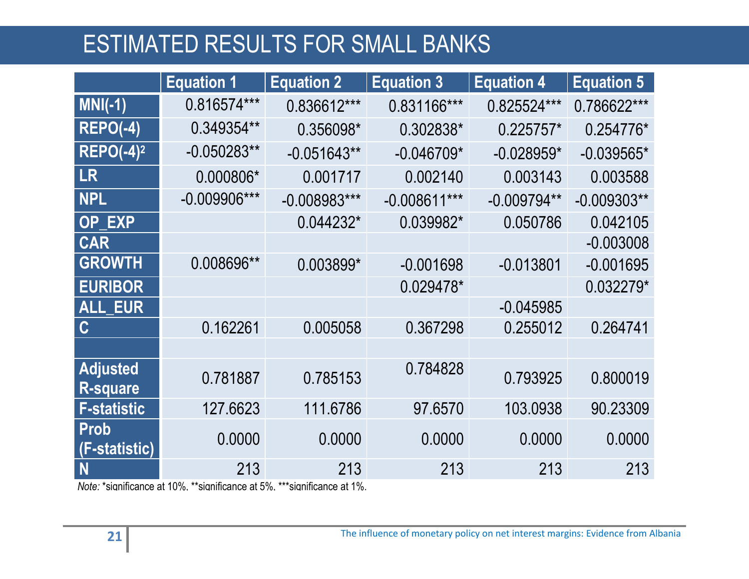## ESTIMATED RESULTS FOR SMALL BANKS

| | Equation 1 | Equation 2 | Equation 3 | Equation 4 | Equation 5 |
|---|---|---|---|---|---|
| MNI(-1) | 0.816574*** | 0.836612*** | 0.831166*** | 0.825524*** | 0.786622*** |
| REPO(-4) | 0.349354** | 0.356098* | 0.302838* | 0.225757* | 0.254776* |
| $REPO(-4)^2$ | -0.050283** | -0.051643** | -0.046709* | -0.028959* | -0.039565* |
| LR | 0.000806* | 0.001717 | 0.002140 | 0.003143 | 0.003588 |
| NPL | -0.009906*** | -0.008983*** | -0.008611*** | -0.009794** | -0.009303** |
| OP_EXP | | 0.044232* | 0.039982* | 0.050786 | 0.042105 |
| CAR | | | | | -0.003008 |
| GROWTH | 0.008696** | 0.003899* | -0.001698 | -0.013801 | -0.001695 |
| EURIBOR | | | 0.029478* | | 0.032279* |
| ALL_EUR | | | | -0.045985 | |
| C | 0.162261 | 0.005058 | 0.367298 | 0.255012 | 0.264741 |
| | | | | | |
| Adjusted R-square | 0.781887 | 0.785153 | 0.784828 | 0.793925 | 0.800019 |
| F-statistic | 127.6623 | 111.6786 | 97.6570 | 103.0938 | 90.23309 |
| Prob (F-statistic) | 0.0000 | 0.0000 | 0.0000 | 0.0000 | 0.0000 |
| N | 213 | 213 | 213 | 213 | 213 |

*Note:* *significance at 10%, **significance at 5%, ***significance at 1%.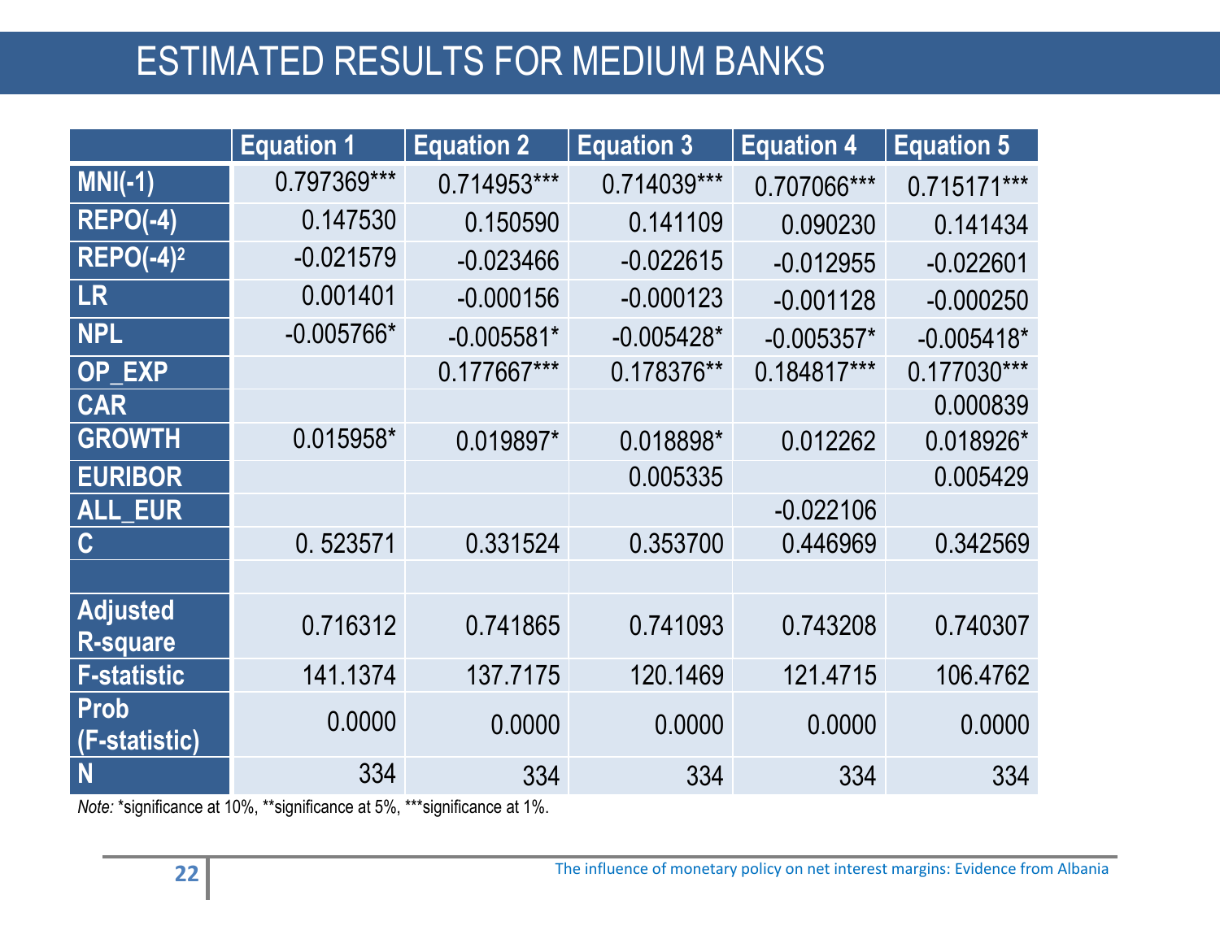# ESTIMATED RESULTS FOR MEDIUM BANKS

| | Equation 1 | Equation 2 | Equation 3 | Equation 4 | Equation 5 |
|---|---|---|---|---|---|
| MNI(-1) | 0.797369*** | 0.714953*** | 0.714039*** | 0.707066*** | 0.715171*** |
| REPO(-4) | 0.147530 | 0.150590 | 0.141109 | 0.090230 | 0.141434 |
| $REPO(-4)^2$ | -0.021579 | -0.023466 | -0.022615 | -0.012955 | -0.022601 |
| LR | 0.001401 | -0.000156 | -0.000123 | -0.001128 | -0.000250 |
| NPL | -0.005766* | -0.005581* | -0.005428* | -0.005357* | -0.005418* |
| OP_EXP | | 0.177667*** | 0.178376** | 0.184817*** | 0.177030*** |
| CAR | | | | | 0.000839 |
| GROWTH | 0.015958* | 0.019897* | 0.018898* | 0.012262 | 0.018926* |
| EURIBOR | | | 0.005335 | | 0.005429 |
| ALL_EUR | | | | -0.022106 | |
| C | 0. 523571 | 0.331524 | 0.353700 | 0.446969 | 0.342569 |
| | | | | | |
| Adjusted R-square | 0.716312 | 0.741865 | 0.741093 | 0.743208 | 0.740307 |
| F-statistic | 141.1374 | 137.7175 | 120.1469 | 121.4715 | 106.4762 |
| Prob (F-statistic) | 0.0000 | 0.0000 | 0.0000 | 0.0000 | 0.0000 |
| N | 334 | 334 | 334 | 334 | 334 |

*Note:* *significance at 10%, **significance at 5%, ***significance at 1%.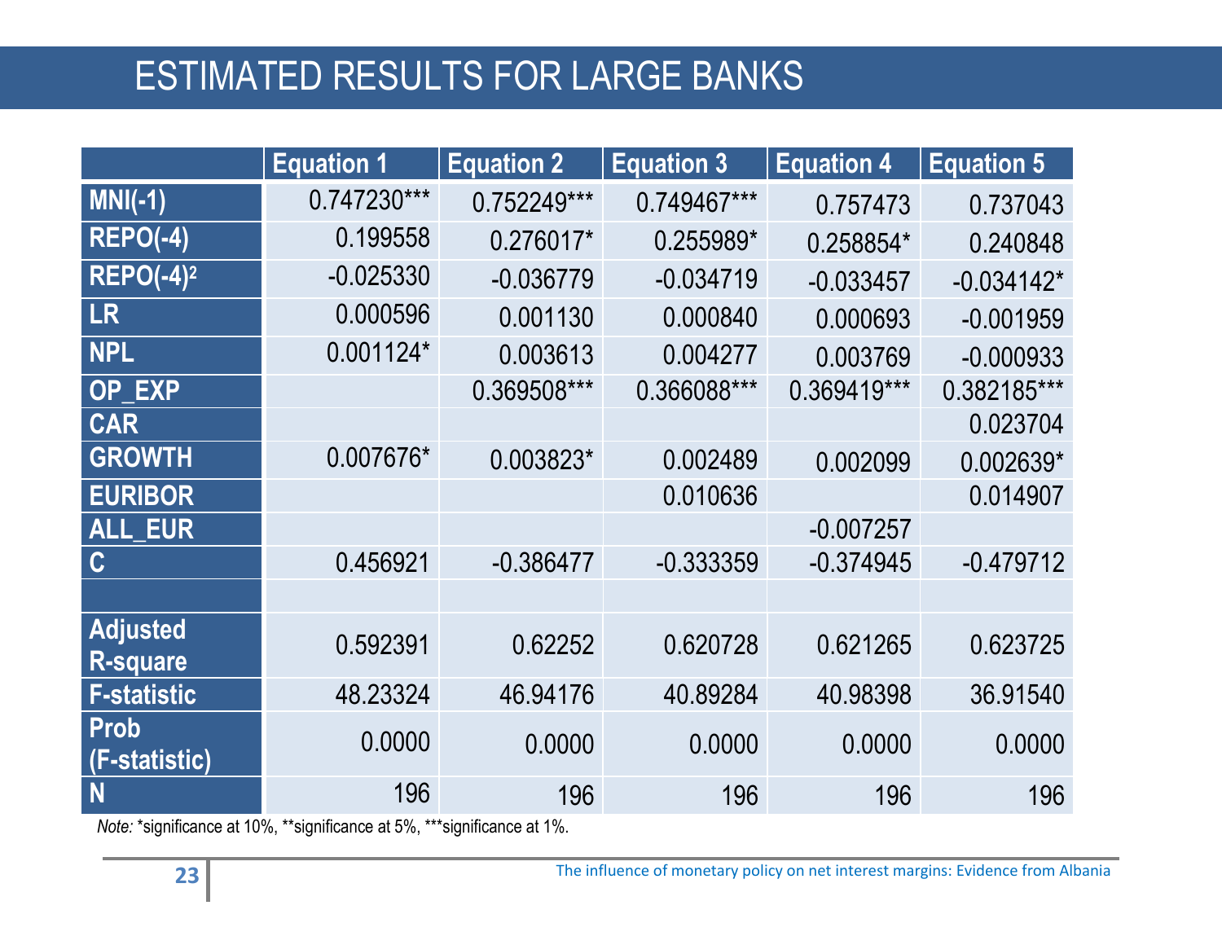# ESTIMATED RESULTS FOR LARGE BANKS

| | Equation 1 | Equation 2 | Equation 3 | Equation 4 | Equation 5 |
|---|---|---|---|---|---|
| MNI(-1) | 0.747230*** | 0.752249*** | 0.749467*** | 0.757473 | 0.737043 |
| REPO(-4) | 0.199558 | 0.276017* | 0.255989* | 0.258854* | 0.240848 |
| $REPO(-4)^2$ | -0.025330 | -0.036779 | -0.034719 | -0.033457 | -0.034142* |
| LR | 0.000596 | 0.001130 | 0.000840 | 0.000693 | -0.001959 |
| NPL | 0.001124* | 0.003613 | 0.004277 | 0.003769 | -0.000933 |
| OP_EXP | | 0.369508*** | 0.366088*** | 0.369419*** | 0.382185*** |
| CAR | | | | | 0.023704 |
| GROWTH | 0.007676* | 0.003823* | 0.002489 | 0.002099 | 0.002639* |
| EURIBOR | | | 0.010636 | | 0.014907 |
| ALL_EUR | | | | -0.007257 | |
| C | 0.456921 | -0.386477 | -0.333359 | -0.374945 | -0.479712 |
| | | | | | |
| Adjusted R-square | 0.592391 | 0.62252 | 0.620728 | 0.621265 | 0.623725 |
| F-statistic | 48.23324 | 46.94176 | 40.89284 | 40.98398 | 36.91540 |
| Prob (F-statistic) | 0.0000 | 0.0000 | 0.0000 | 0.0000 | 0.0000 |
| N | 196 | 196 | 196 | 196 | 196 |

*Note:* *significance at 10%, **significance at 5%, ***significance at 1%.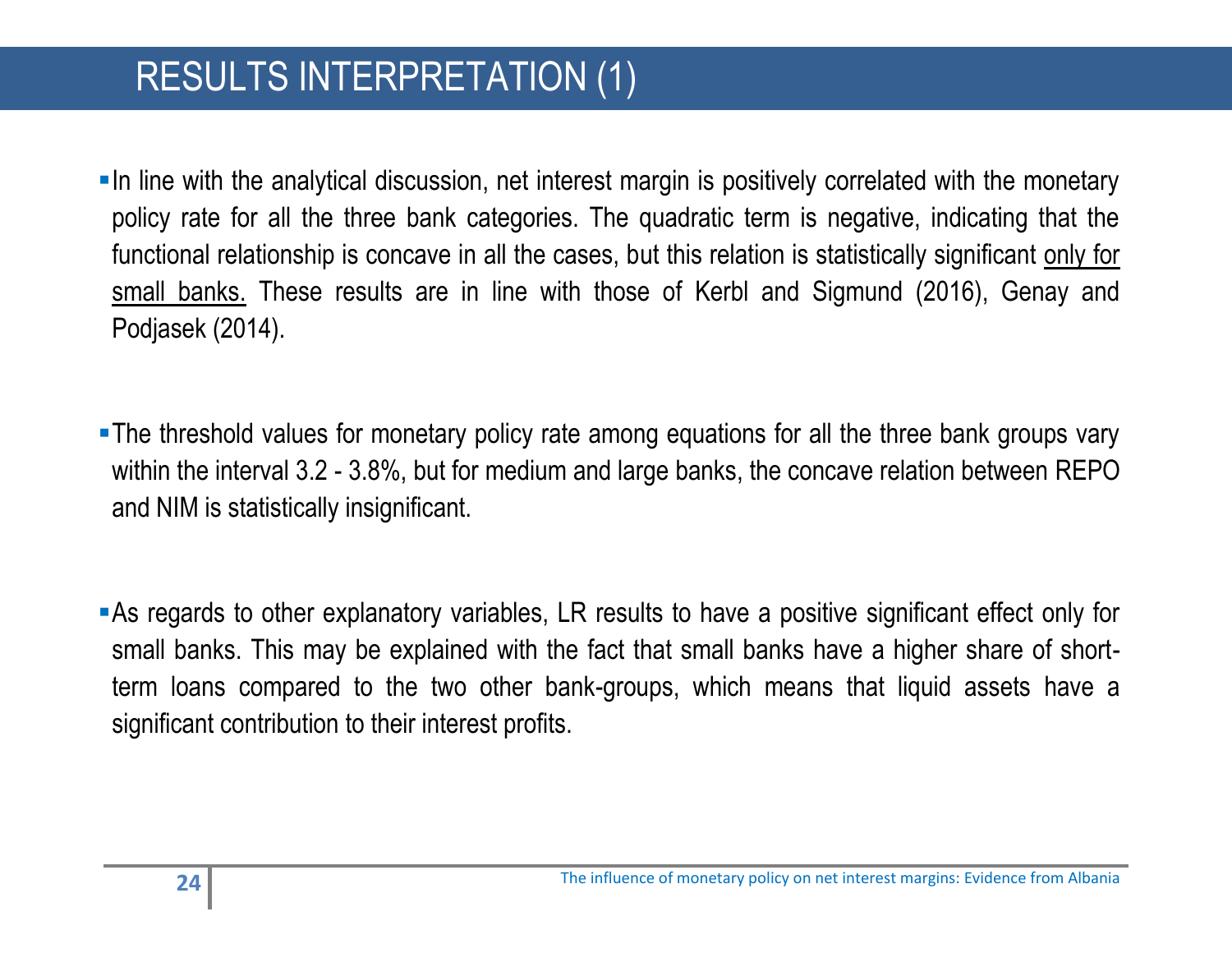# RESULTS INTERPRETATION (1)

- In line with the analytical discussion, net interest margin is positively correlated with the monetary policy rate for all the three bank categories. The quadratic term is negative, indicating that the functional relationship is concave in all the cases, but this relation is statistically significant <u>only for small banks.</u> These results are in line with those of Kerbl and Sigmund (2016), Genay and Podjasek (2014).

- The threshold values for monetary policy rate among equations for all the three bank groups vary within the interval 3.2 - 3.8%, but for medium and large banks, the concave relation between REPO and NIM is statistically insignificant.

- As regards to other explanatory variables, LR results to have a positive significant effect only for small banks. This may be explained with the fact that small banks have a higher share of short-term loans compared to the two other bank-groups, which means that liquid assets have a significant contribution to their interest profits.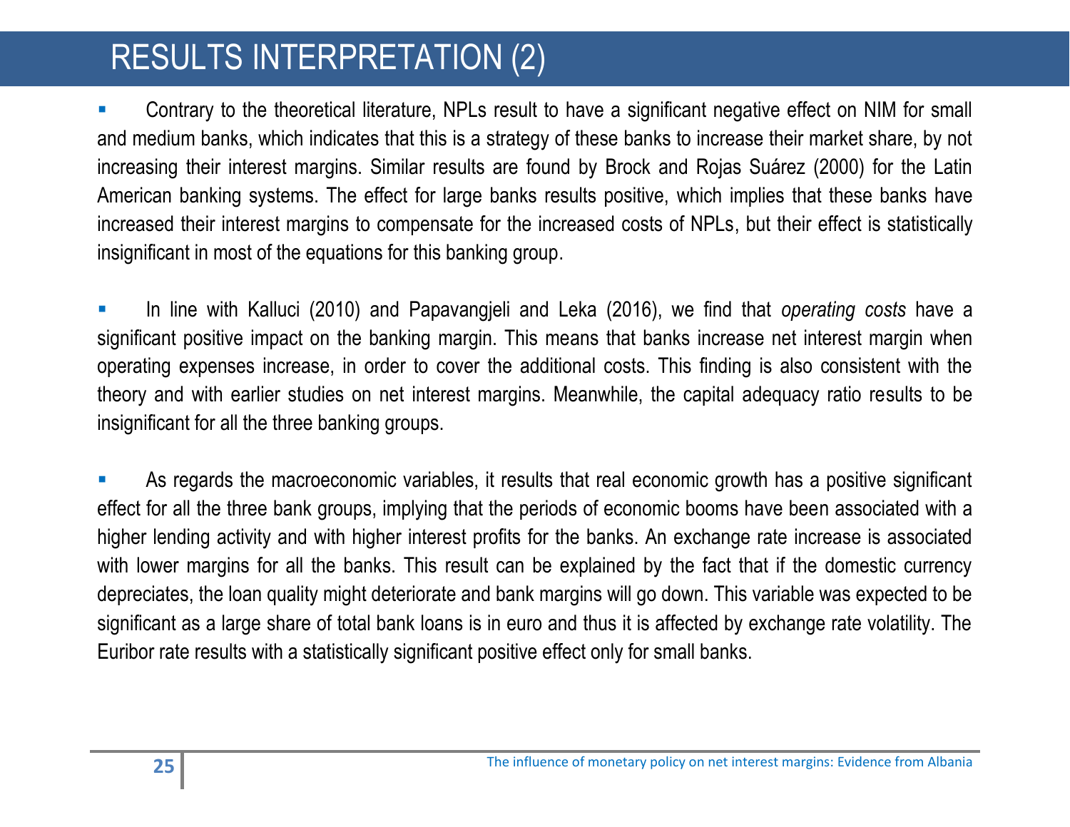# RESULTS INTERPRETATION (2)

- Contrary to the theoretical literature, NPLs result to have a significant negative effect on NIM for small and medium banks, which indicates that this is a strategy of these banks to increase their market share, by not increasing their interest margins. Similar results are found by Brock and Rojas Suárez (2000) for the Latin American banking systems. The effect for large banks results positive, which implies that these banks have increased their interest margins to compensate for the increased costs of NPLs, but their effect is statistically insignificant in most of the equations for this banking group.

- In line with Kalluci (2010) and Papavangjeli and Leka (2016), we find that *operating costs* have a significant positive impact on the banking margin. This means that banks increase net interest margin when operating expenses increase, in order to cover the additional costs. This finding is also consistent with the theory and with earlier studies on net interest margins. Meanwhile, the capital adequacy ratio results to be insignificant for all the three banking groups.

- As regards the macroeconomic variables, it results that real economic growth has a positive significant effect for all the three bank groups, implying that the periods of economic booms have been associated with a higher lending activity and with higher interest profits for the banks. An exchange rate increase is associated with lower margins for all the banks. This result can be explained by the fact that if the domestic currency depreciates, the loan quality might deteriorate and bank margins will go down. This variable was expected to be significant as a large share of total bank loans is in euro and thus it is affected by exchange rate volatility. The Euribor rate results with a statistically significant positive effect only for small banks.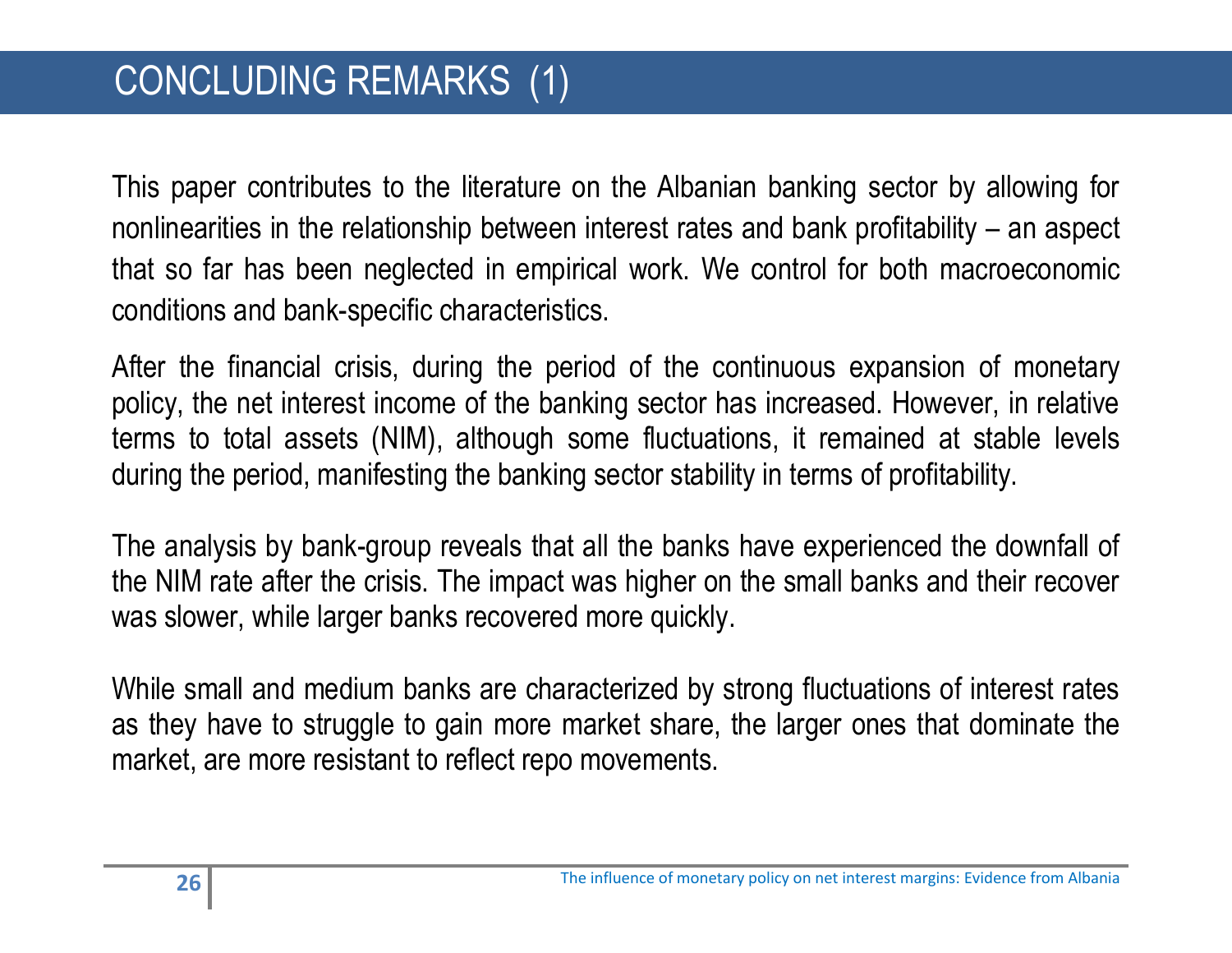# CONCLUDING REMARKS (1)

This paper contributes to the literature on the Albanian banking sector by allowing for nonlinearities in the relationship between interest rates and bank profitability – an aspect that so far has been neglected in empirical work. We control for both macroeconomic conditions and bank-specific characteristics.

After the financial crisis, during the period of the continuous expansion of monetary policy, the net interest income of the banking sector has increased. However, in relative terms to total assets (NIM), although some fluctuations, it remained at stable levels during the period, manifesting the banking sector stability in terms of profitability.

The analysis by bank-group reveals that all the banks have experienced the downfall of the NIM rate after the crisis. The impact was higher on the small banks and their recover was slower, while larger banks recovered more quickly.

While small and medium banks are characterized by strong fluctuations of interest rates as they have to struggle to gain more market share, the larger ones that dominate the market, are more resistant to reflect repo movements.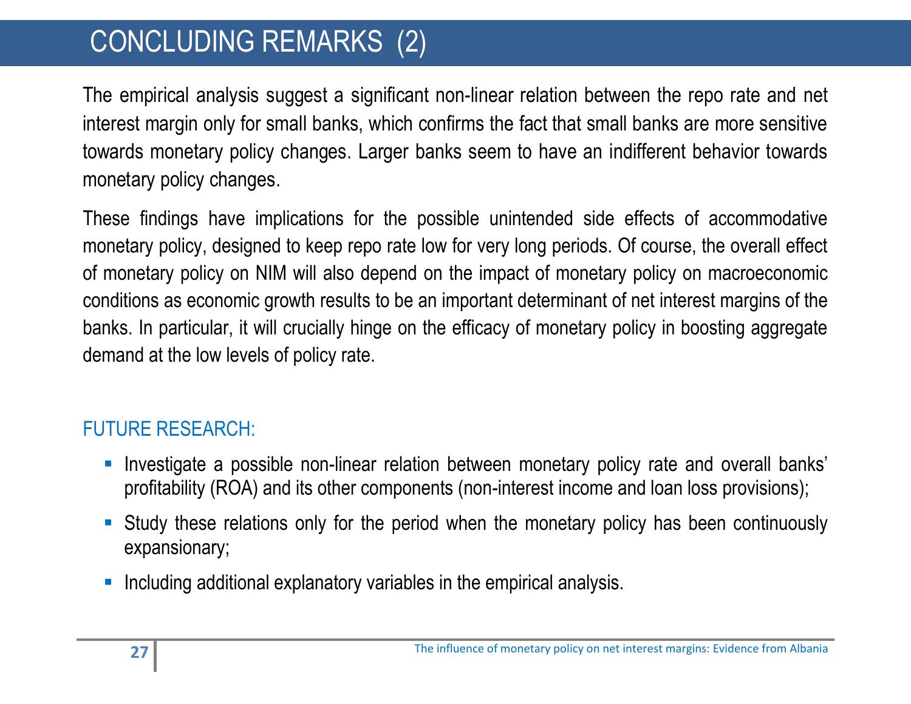# CONCLUDING REMARKS (2)

The empirical analysis suggest a significant non-linear relation between the repo rate and net interest margin only for small banks, which confirms the fact that small banks are more sensitive towards monetary policy changes. Larger banks seem to have an indifferent behavior towards monetary policy changes.

These findings have implications for the possible unintended side effects of accommodative monetary policy, designed to keep repo rate low for very long periods. Of course, the overall effect of monetary policy on NIM will also depend on the impact of monetary policy on macroeconomic conditions as economic growth results to be an important determinant of net interest margins of the banks. In particular, it will crucially hinge on the efficacy of monetary policy in boosting aggregate demand at the low levels of policy rate.

## FUTURE RESEARCH:

- Investigate a possible non-linear relation between monetary policy rate and overall banks' profitability (ROA) and its other components (non-interest income and loan loss provisions);
- Study these relations only for the period when the monetary policy has been continuously expansionary;
- Including additional explanatory variables in the empirical analysis.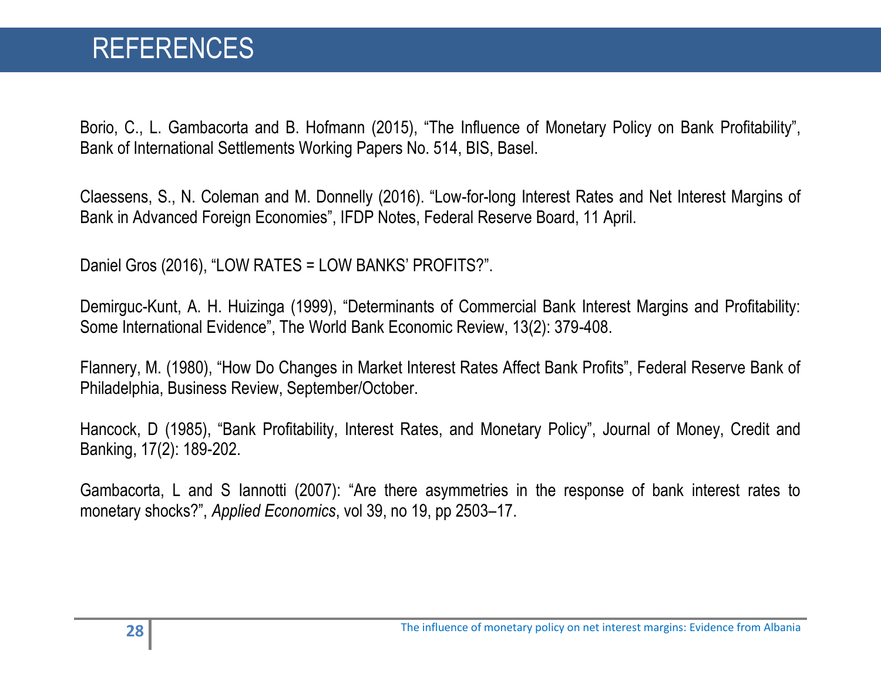# REFERENCES

Borio, C., L. Gambacorta and B. Hofmann (2015), "The Influence of Monetary Policy on Bank Profitability", Bank of International Settlements Working Papers No. 514, BIS, Basel.

Claessens, S., N. Coleman and M. Donnelly (2016). "Low-for-long Interest Rates and Net Interest Margins of Bank in Advanced Foreign Economies", IFDP Notes, Federal Reserve Board, 11 April.

Daniel Gros (2016), "LOW RATES = LOW BANKS' PROFITS?".

Demirguc-Kunt, A. H. Huizinga (1999), "Determinants of Commercial Bank Interest Margins and Profitability: Some International Evidence", The World Bank Economic Review, 13(2): 379-408.

Flannery, M. (1980), "How Do Changes in Market Interest Rates Affect Bank Profits", Federal Reserve Bank of Philadelphia, Business Review, September/October.

Hancock, D (1985), "Bank Profitability, Interest Rates, and Monetary Policy", Journal of Money, Credit and Banking, 17(2): 189-202.

Gambacorta, L and S Iannotti (2007): "Are there asymmetries in the response of bank interest rates to monetary shocks?", *Applied Economics*, vol 39, no 19, pp 2503–17.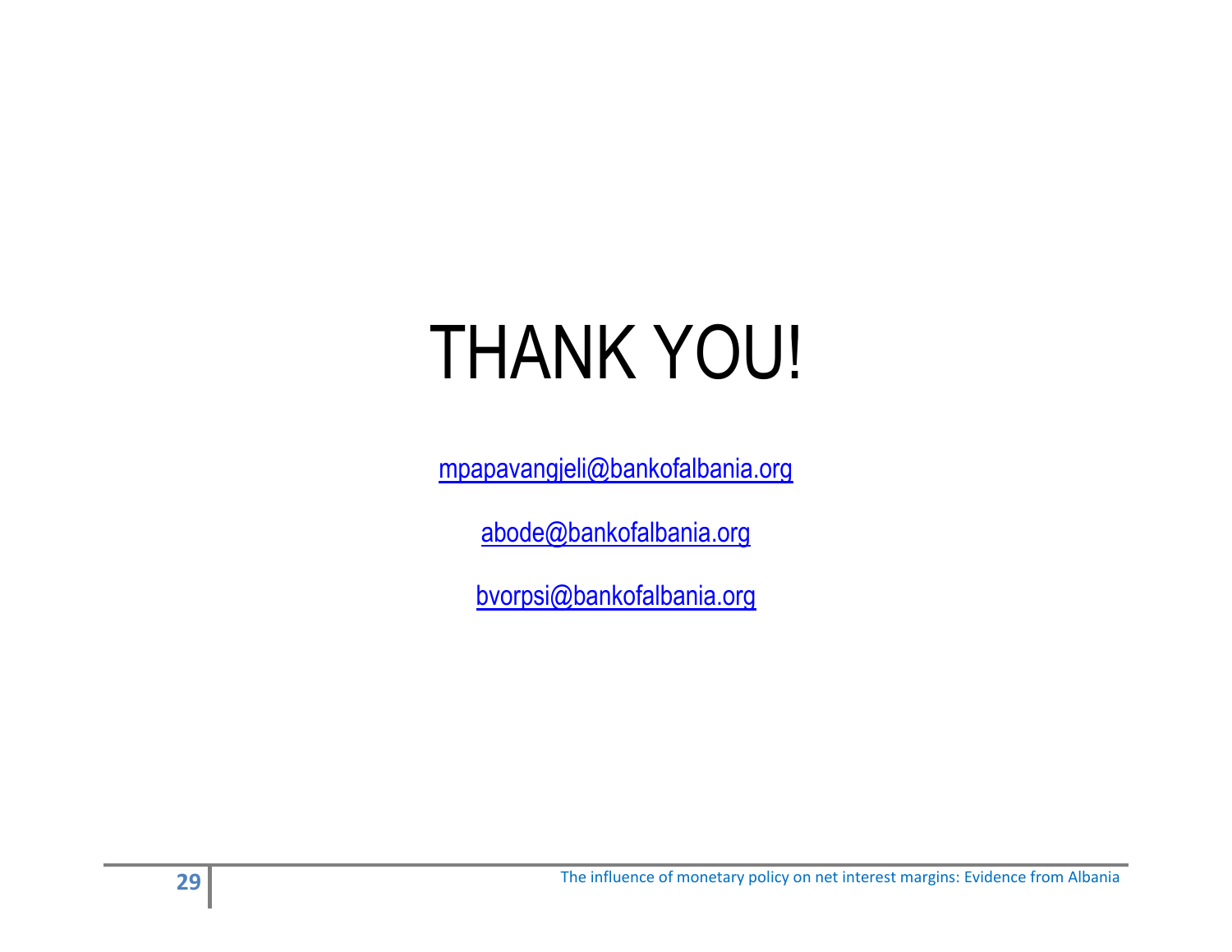# THANK YOU!

mpapavangjeli@bankofalbania.org

abode@bankofalbania.org

bvorpsi@bankofalbania.org